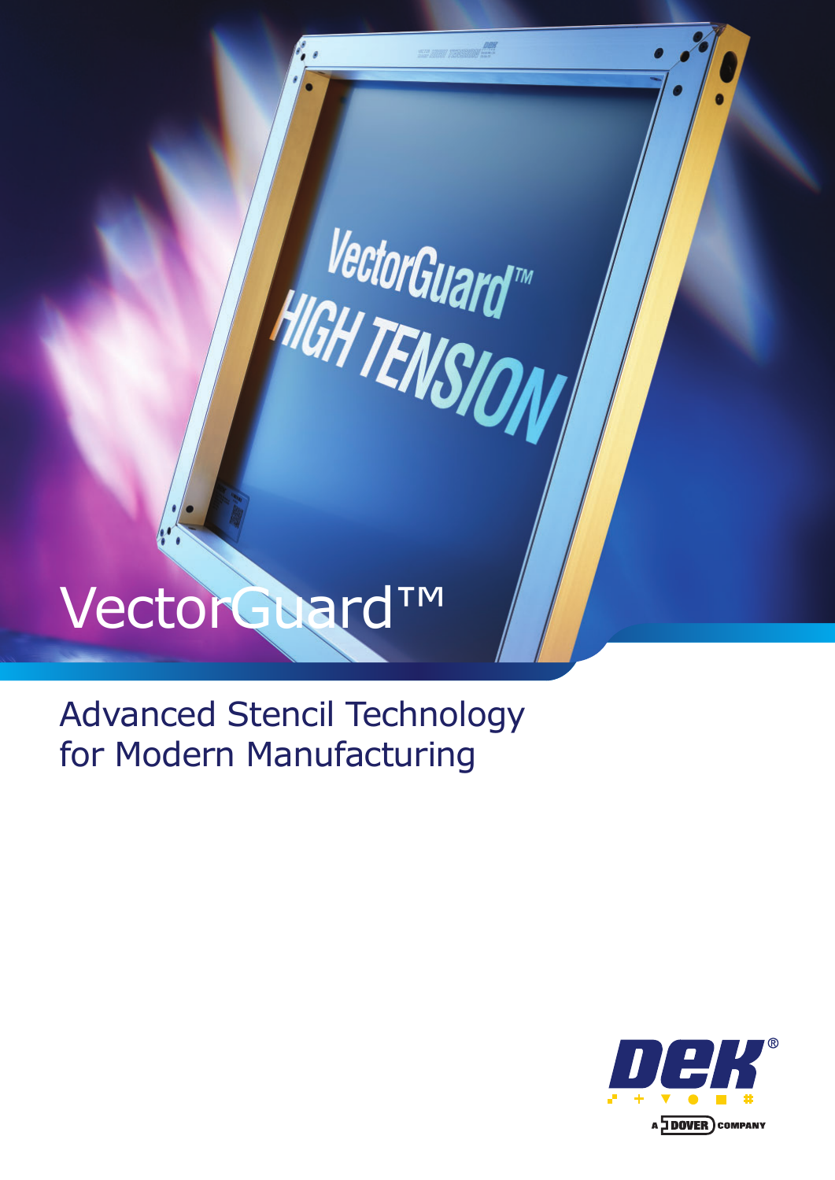# VectorGuard™

## Advanced Stencil Technology for Modern Manufacturing

DEK®

A DOVER COMPANY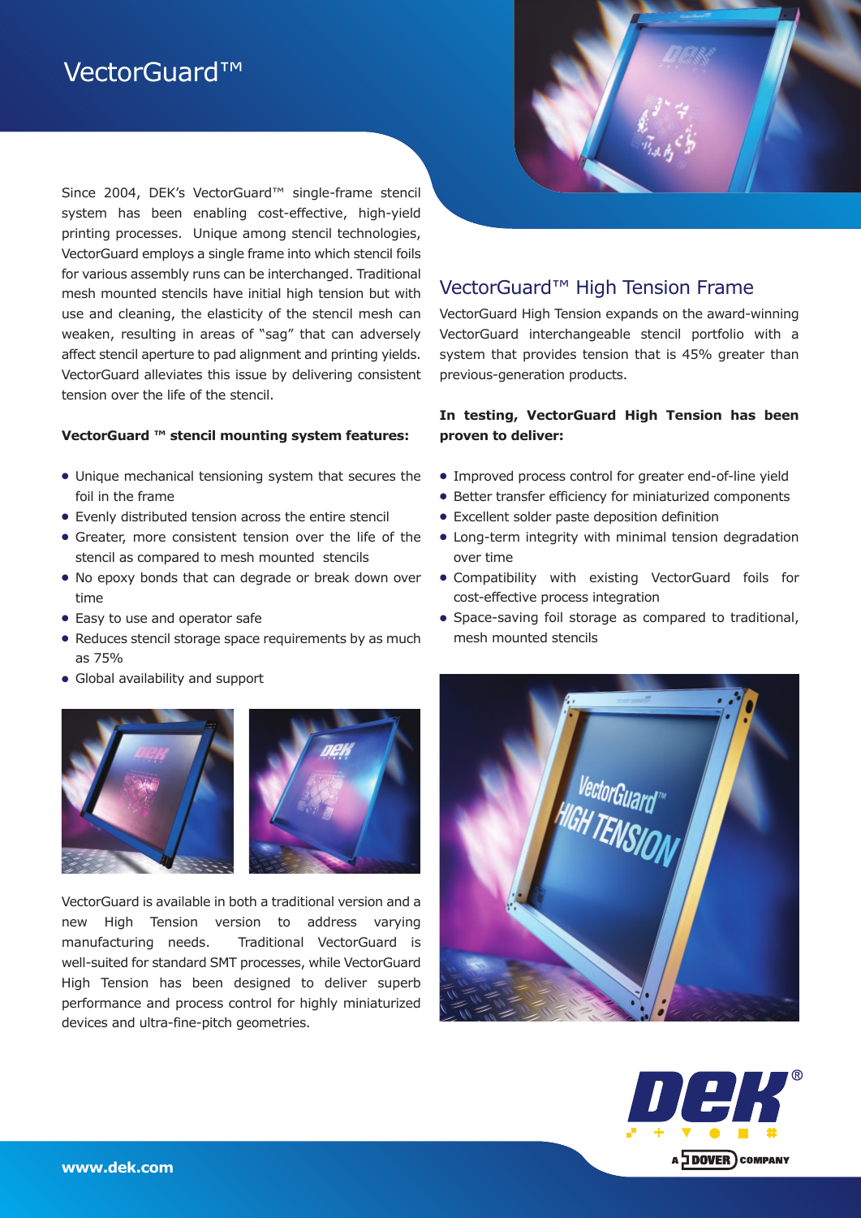# VectorGuard™

Since 2004, DEK's VectorGuard™ single-frame stencil system has been enabling cost-effective, high-yield printing processes. Unique among stencil technologies, VectorGuard employs a single frame into which stencil foils for various assembly runs can be interchanged. Traditional mesh mounted stencils have initial high tension but with use and cleaning, the elasticity of the stencil mesh can weaken, resulting in areas of "sag" that can adversely affect stencil aperture to pad alignment and printing yields. VectorGuard alleviates this issue by delivering consistent tension over the life of the stencil.

**VectorGuard ™ stencil mounting system features:**

- Unique mechanical tensioning system that secures the foil in the frame
- Evenly distributed tension across the entire stencil
- Greater, more consistent tension over the life of the stencil as compared to mesh mounted stencils
- No epoxy bonds that can degrade or break down over time
- Easy to use and operator safe
- Reduces stencil storage space requirements by as much as 75%
- Global availability and support

VectorGuard is available in both a traditional version and a new High Tension version to address varying manufacturing needs. Traditional VectorGuard is well-suited for standard SMT processes, while VectorGuard High Tension has been designed to deliver superb performance and process control for highly miniaturized devices and ultra-fine-pitch geometries.

## VectorGuard™ High Tension Frame

VectorGuard High Tension expands on the award-winning VectorGuard interchangeable stencil portfolio with a system that provides tension that is 45% greater than previous-generation products.

**In testing, VectorGuard High Tension has been proven to deliver:**

- Improved process control for greater end-of-line yield
- Better transfer efficiency for miniaturized components
- Excellent solder paste deposition definition
- Long-term integrity with minimal tension degradation over time
- Compatibility with existing VectorGuard foils for cost-effective process integration
- Space-saving foil storage as compared to traditional, mesh mounted stencils

**www.dek.com**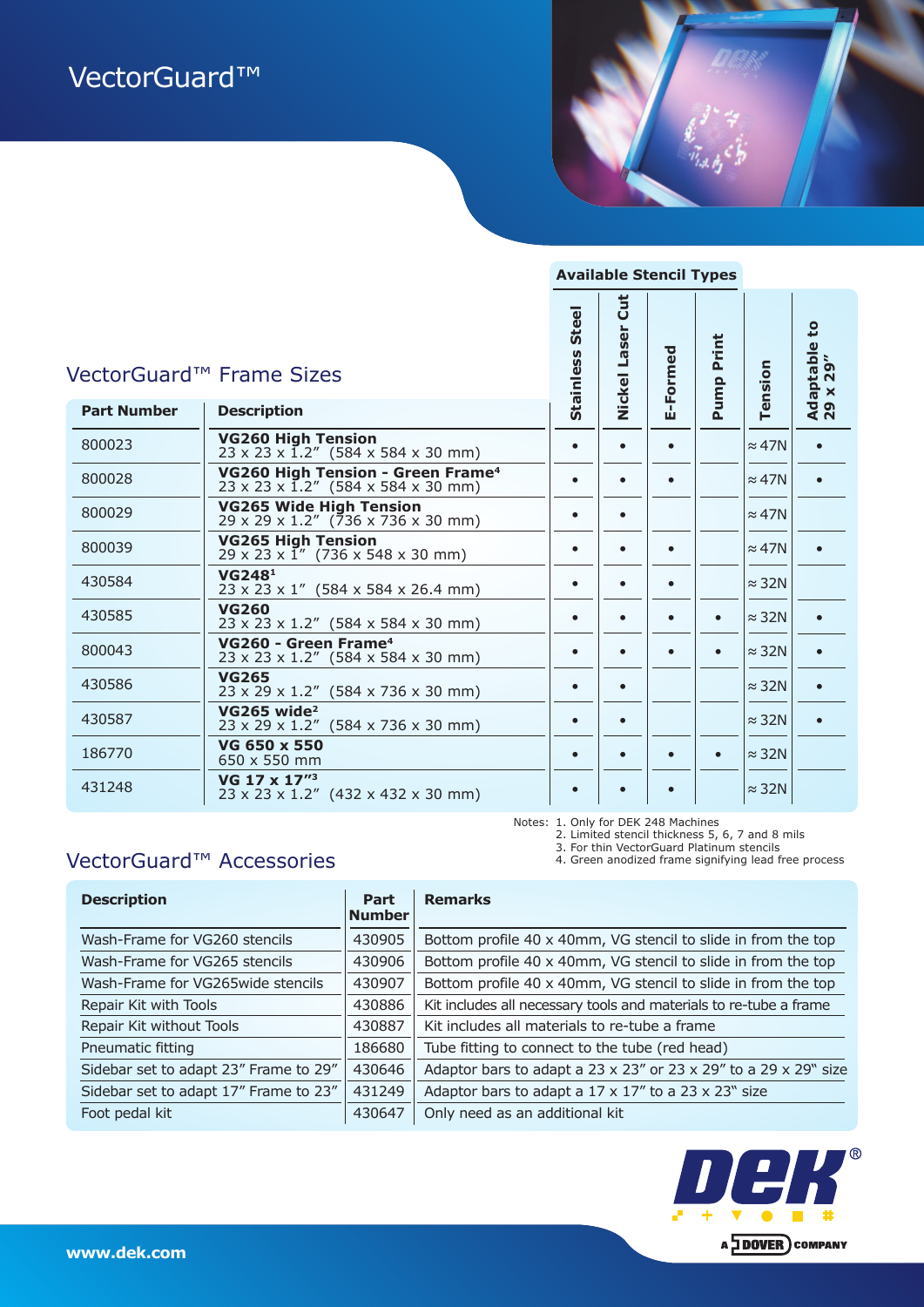# VectorGuard™

## VectorGuard™ Frame Sizes

| Part Number | Description | Stainless Steel | Nickel Laser Cut | E-Formed | Pump Print | Tension | Adaptable to 29 x 29" |
|---|---|---|---|---|---|---|---|
| | | Available Stencil Types | | | | | |
| 800023 | **VG260 High Tension** 23 x 23 x 1.2" (584 x 584 x 30 mm) | • | • | • | | ≈ 47N | • |
| 800028 | **VG260 High Tension - Green Frame**[4] 23 x 23 x 1.2" (584 x 584 x 30 mm) | • | • | • | | ≈ 47N | • |
| 800029 | **VG265 Wide High Tension** 29 x 29 x 1.2" (736 x 736 x 30 mm) | • | • | | | ≈ 47N | |
| 800039 | **VG265 High Tension** 29 x 23 x 1" (736 x 548 x 30 mm) | • | • | • | | ≈ 47N | • |
| 430584 | **VG248**[1] 23 x 23 x 1" (584 x 584 x 26.4 mm) | • | • | • | | ≈ 32N | |
| 430585 | **VG260** 23 x 23 x 1.2" (584 x 584 x 30 mm) | • | • | • | • | ≈ 32N | • |
| 800043 | **VG260 - Green Frame**[4] 23 x 23 x 1.2" (584 x 584 x 30 mm) | • | • | • | • | ≈ 32N | • |
| 430586 | **VG265** 23 x 29 x 1.2" (584 x 736 x 30 mm) | • | • | | | ≈ 32N | • |
| 430587 | **VG265 wide**[2] 23 x 29 x 1.2" (584 x 736 x 30 mm) | • | • | | | ≈ 32N | • |
| 186770 | **VG 650 x 550** 650 x 550 mm | • | • | • | • | ≈ 32N | |
| 431248 | **VG 17 x 17"**[3] 23 x 23 x 1.2" (432 x 432 x 30 mm) | • | • | • | | ≈ 32N | |

Notes:
1. Only for DEK 248 Machines
2. Limited stencil thickness 5, 6, 7 and 8 mils
3. For thin VectorGuard Platinum stencils
4. Green anodized frame signifying lead free process

## VectorGuard™ Accessories

| Description | Part Number | Remarks |
|---|---|---|
| Wash-Frame for VG260 stencils | 430905 | Bottom profile 40 x 40mm, VG stencil to slide in from the top |
| Wash-Frame for VG265 stencils | 430906 | Bottom profile 40 x 40mm, VG stencil to slide in from the top |
| Wash-Frame for VG265wide stencils | 430907 | Bottom profile 40 x 40mm, VG stencil to slide in from the top |
| Repair Kit with Tools | 430886 | Kit includes all necessary tools and materials to re-tube a frame |
| Repair Kit without Tools | 430887 | Kit includes all materials to re-tube a frame |
| Pneumatic fitting | 186680 | Tube fitting to connect to the tube (red head) |
| Sidebar set to adapt 23" Frame to 29" | 430646 | Adaptor bars to adapt a 23 x 23" or 23 x 29" to a 29 x 29" size |
| Sidebar set to adapt 17" Frame to 23" | 431249 | Adaptor bars to adapt a 17 x 17" to a 23 x 23" size |
| Foot pedal kit | 430647 | Only need as an additional kit |

www.dek.com

DEK® A DOVER COMPANY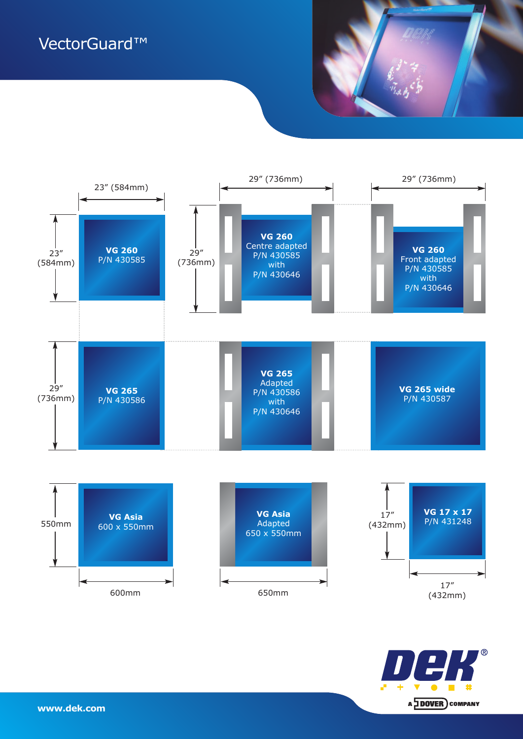# VectorGuard™

23″ (584mm)

23″ (584mm)

**VG 260**
P/N 430585

29″ (736mm)

29″ (736mm)

**VG 260**
Centre adapted
P/N 430585
with
P/N 430646

29″ (736mm)

**VG 260**
Front adapted
P/N 430585
with
P/N 430646

29″ (736mm)

**VG 265**
P/N 430586

**VG 265**
Adapted
P/N 430586
with
P/N 430646

**VG 265 wide**
P/N 430587

550mm

**VG Asia**
600 x 550mm

600mm

**VG Asia**
Adapted
650 x 550mm

650mm

17″ (432mm)

**VG 17 x 17**
P/N 431248

17″ (432mm)

DEK®

A DOVER COMPANY

**www.dek.com**